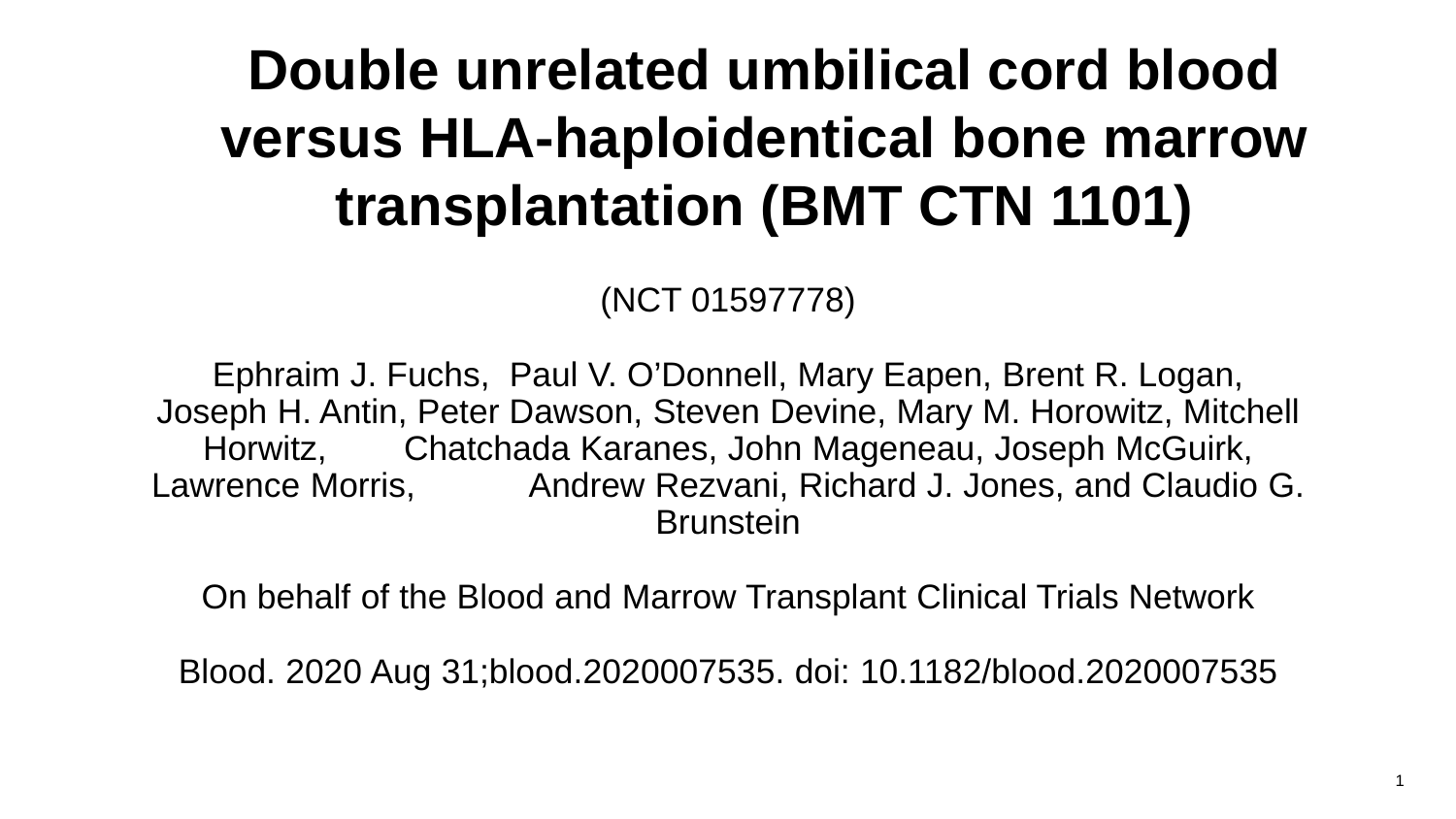# Double unrelated umbilical cord blood versus HLA-haploidentical bone marrow transplantation (BMT CTN 1101)

(NCT 01597778)

Ephraim J. Fuchs, Paul V. O'Donnell, Mary Eapen, Brent R. Logan, Joseph H. Antin, Peter Dawson, Steven Devine, Mary M. Horowitz, Mitchell Horwitz, Chatchada Karanes, John Mageneau, Joseph McGuirk, Lawrence Morris, Andrew Rezvani, Richard J. Jones, and Claudio G. Brunstein

On behalf of the Blood and Marrow Transplant Clinical Trials Network

Blood. 2020 Aug 31;blood.2020007535. doi: 10.1182/blood.2020007535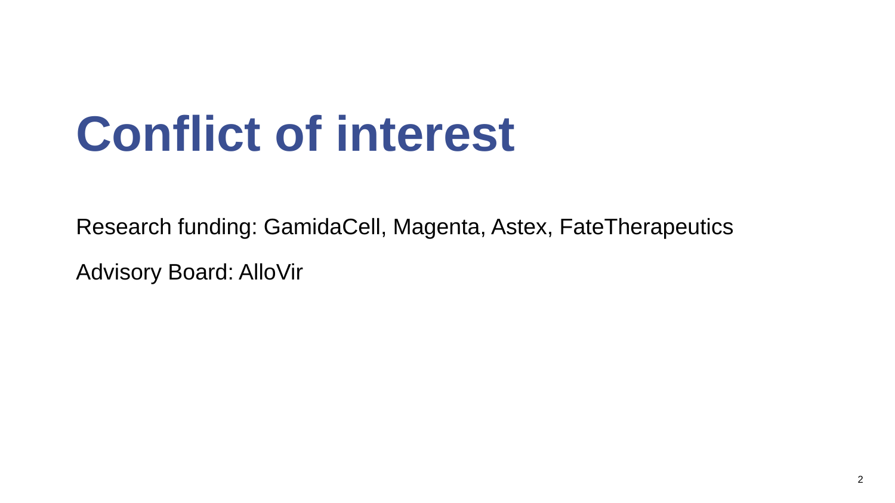# Conflict of interest

Research funding: GamidaCell, Magenta, Astex, FateTherapeutics

Advisory Board: AlloVir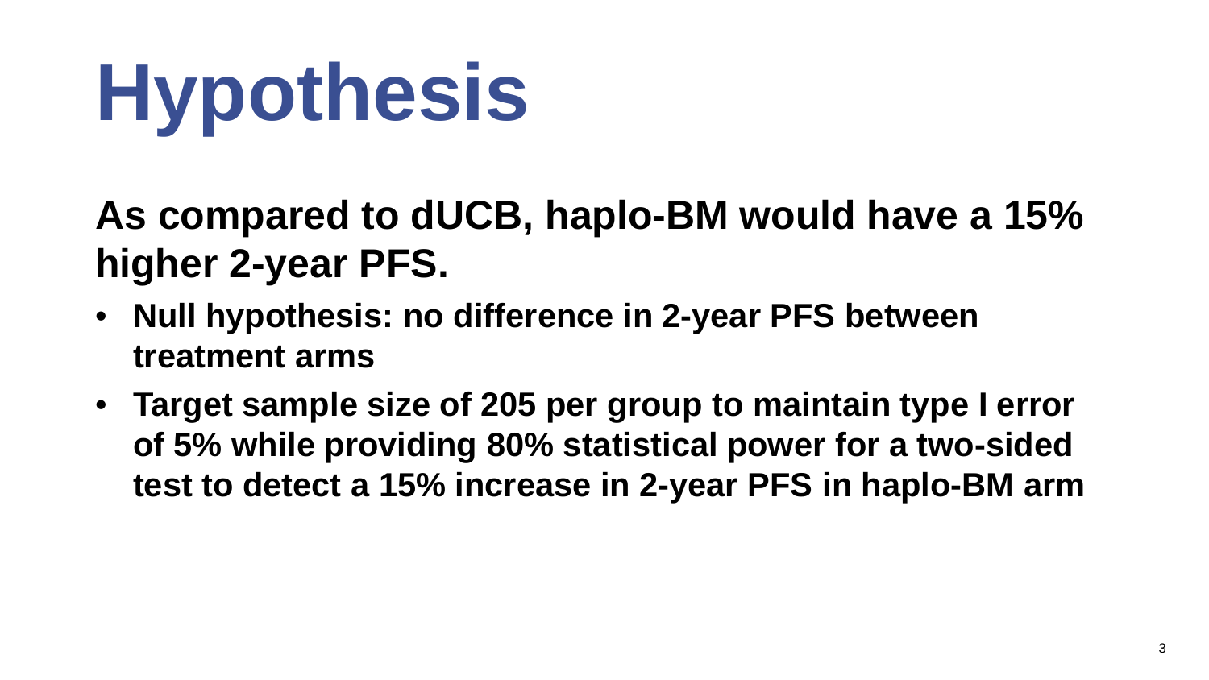# Hypothesis

**As compared to dUCB, haplo-BM would have a 15% higher 2-year PFS.**

- **Null hypothesis: no difference in 2-year PFS between treatment arms**
- **Target sample size of 205 per group to maintain type I error of 5% while providing 80% statistical power for a two-sided test to detect a 15% increase in 2-year PFS in haplo-BM arm**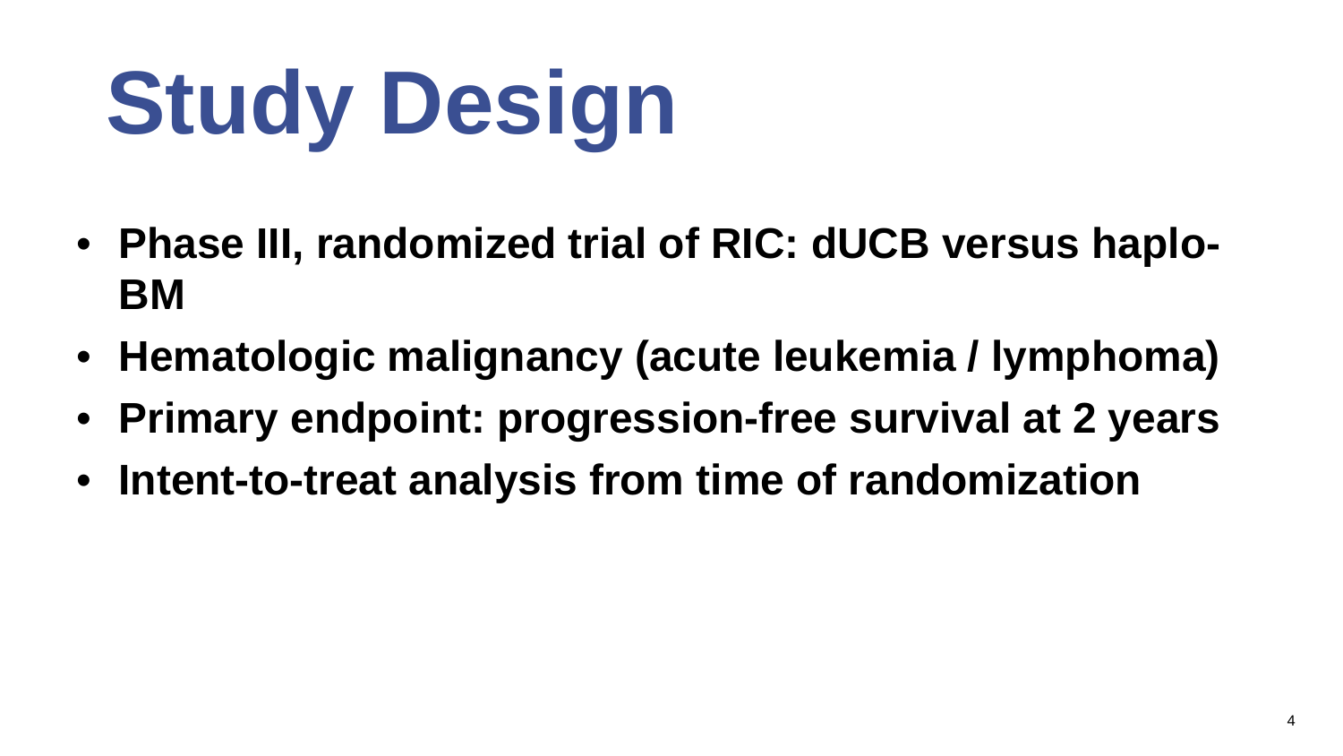# Study Design

- **Phase III, randomized trial of RIC: dUCB versus haplo-BM**
- **Hematologic malignancy (acute leukemia / lymphoma)**
- **Primary endpoint: progression-free survival at 2 years**
- **Intent-to-treat analysis from time of randomization**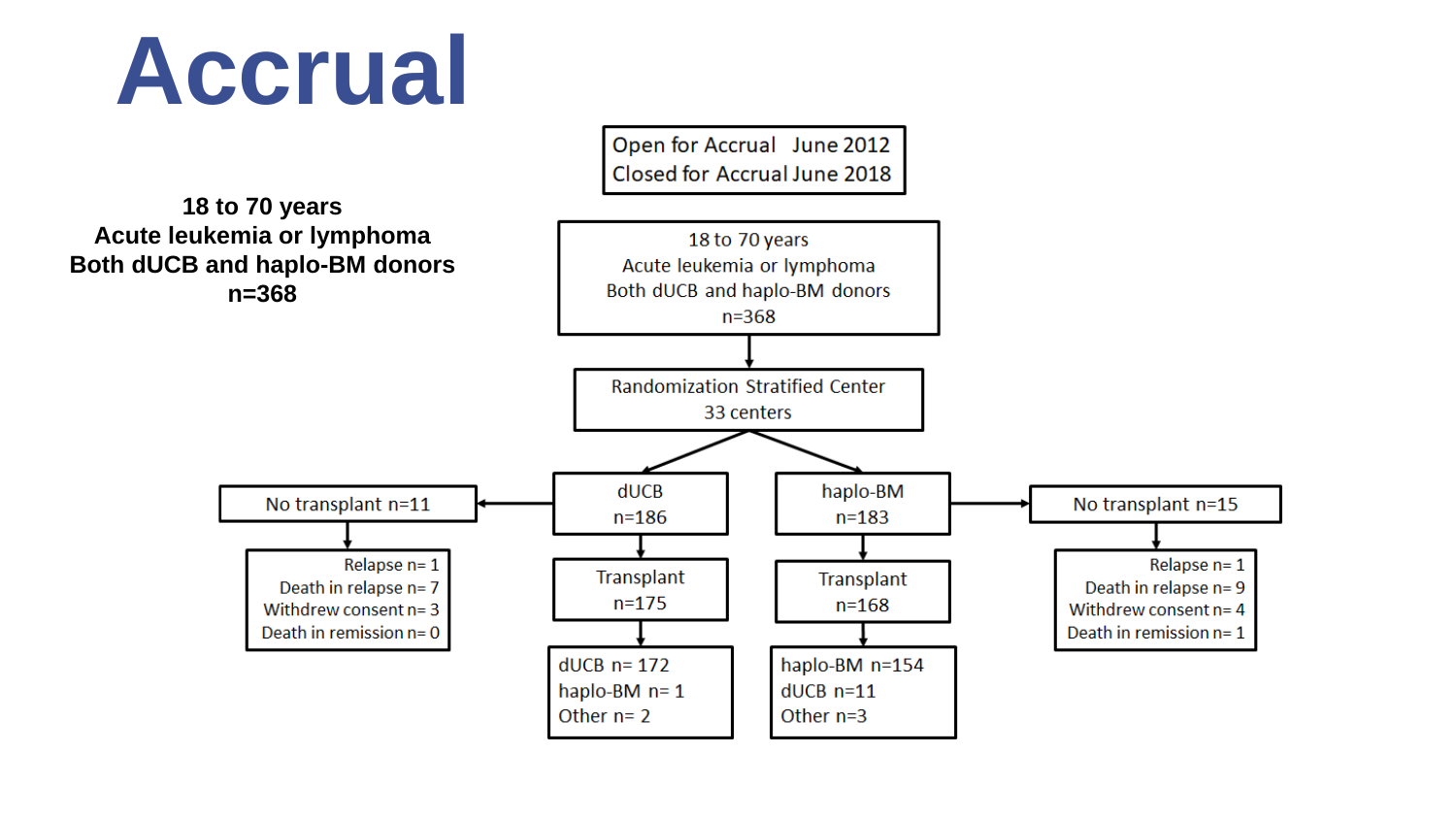# Accrual

**18 to 70 years**
**Acute leukemia or lymphoma**
**Both dUCB and haplo-BM donors**
**n=368**

Open for Accrual June 2012
Closed for Accrual June 2018

18 to 70 years
Acute leukemia or lymphoma
Both dUCB and haplo-BM donors
n=368

Randomization Stratified Center
33 centers

| | dUCB arm | haplo-BM arm |
|---|---|---|
| Randomized | dUCB n=186 | haplo-BM n=183 |
| No transplant | n=11 | n=15 |
| Relapse | n= 1 | n= 1 |
| Death in relapse | n= 7 | n= 9 |
| Withdrew consent | n= 3 | n= 4 |
| Death in remission | n= 0 | n= 1 |
| Transplant | n=175 | n=168 |
| dUCB | n= 172 | n=11 |
| haplo-BM | n= 1 | n=154 |
| Other | n= 2 | n=3 |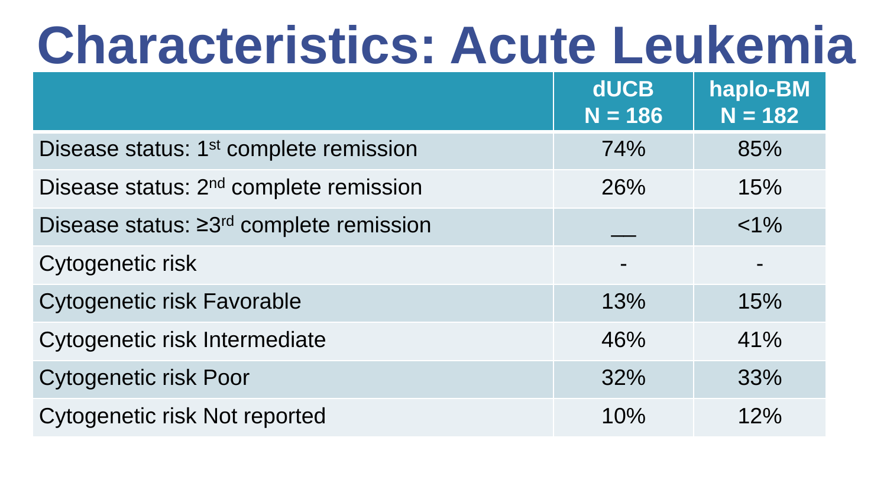# Characteristics: Acute Leukemia

| | dUCB N = 186 | haplo-BM N = 182 |
|---|---|---|
| Disease status: 1st complete remission | 74% | 85% |
| Disease status: 2nd complete remission | 26% | 15% |
| Disease status: ≥3rd complete remission | __ | <1% |
| Cytogenetic risk | - | - |
| Cytogenetic risk Favorable | 13% | 15% |
| Cytogenetic risk Intermediate | 46% | 41% |
| Cytogenetic risk Poor | 32% | 33% |
| Cytogenetic risk Not reported | 10% | 12% |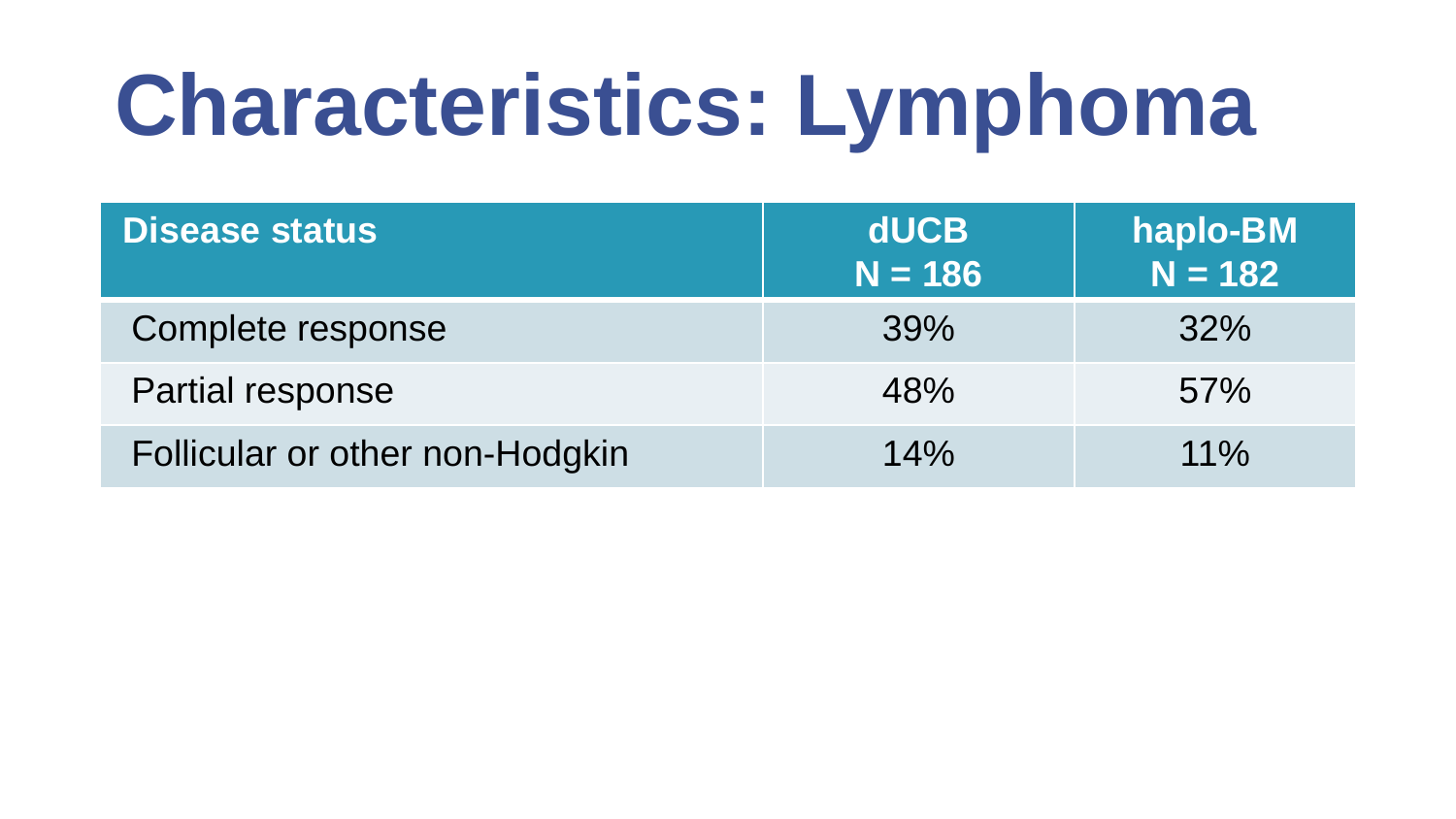# Characteristics: Lymphoma

| Disease status | dUCB N = 186 | haplo-BM N = 182 |
|---|---|---|
| Complete response | 39% | 32% |
| Partial response | 48% | 57% |
| Follicular or other non-Hodgkin | 14% | 11% |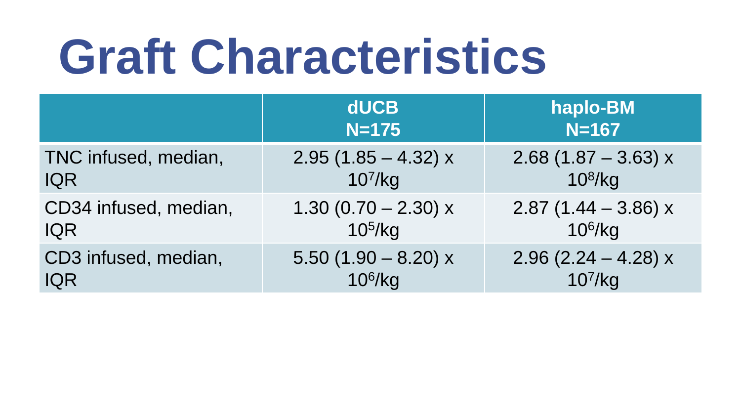# Graft Characteristics

| | dUCB N=175 | haplo-BM N=167 |
|---|---|---|
| TNC infused, median, IQR | 2.95 (1.85 – 4.32) x $10^7$/kg | 2.68 (1.87 – 3.63) x $10^8$/kg |
| CD34 infused, median, IQR | 1.30 (0.70 – 2.30) x $10^5$/kg | 2.87 (1.44 – 3.86) x $10^6$/kg |
| CD3 infused, median, IQR | 5.50 (1.90 – 8.20) x $10^6$/kg | 2.96 (2.24 – 4.28) x $10^7$/kg |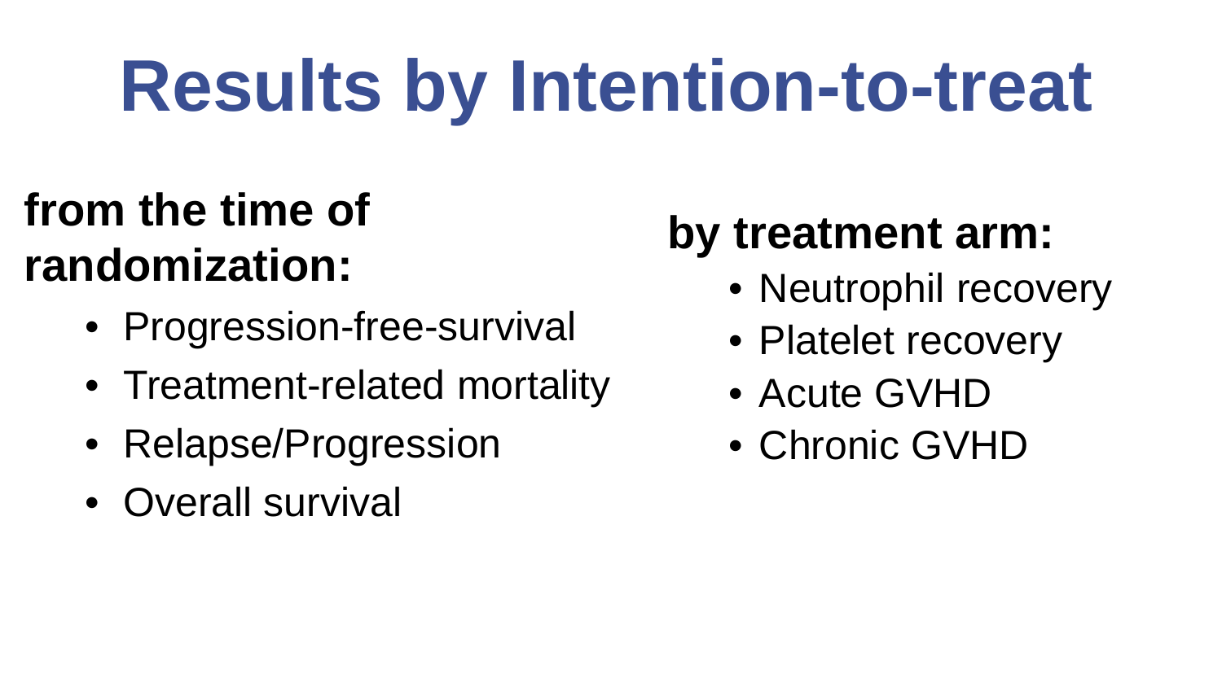# Results by Intention-to-treat

**from the time of randomization:**

- Progression-free-survival
- Treatment-related mortality
- Relapse/Progression
- Overall survival

**by treatment arm:**

- Neutrophil recovery
- Platelet recovery
- Acute GVHD
- Chronic GVHD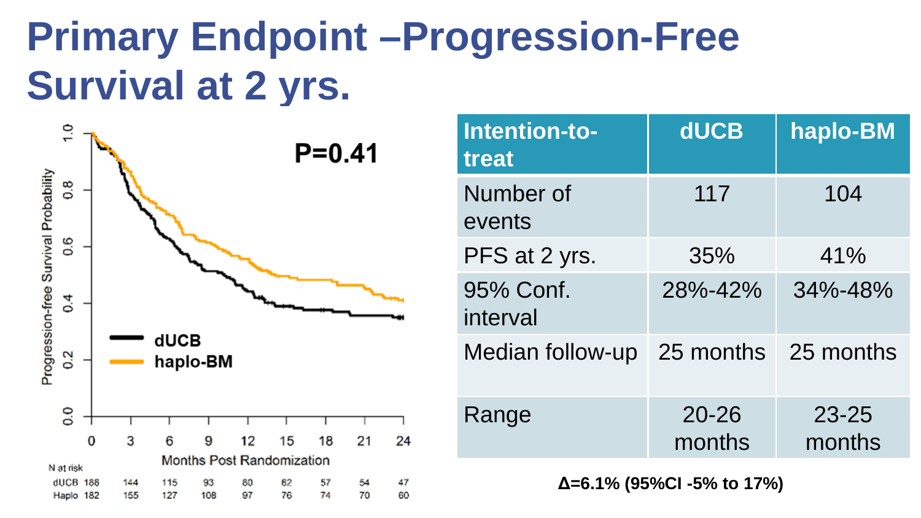# Primary Endpoint –Progression-Free Survival at 2 yrs.

P=0.41

Progression-free Survival Probability

Months Post Randomization

| N at risk | 0 | 3 | 6 | 9 | 12 | 15 | 18 | 21 | 24 |
|---|---|---|---|---|---|---|---|---|---|
| dUCB | 188 | 144 | 115 | 93 | 80 | 62 | 57 | 54 | 47 |
| Haplo | 182 | 155 | 127 | 108 | 97 | 76 | 74 | 70 | 60 |

| Intention-to-treat | dUCB | haplo-BM |
|---|---|---|
| Number of events | 117 | 104 |
| PFS at 2 yrs. | 35% | 41% |
| 95% Conf. interval | 28%-42% | 34%-48% |
| Median follow-up | 25 months | 25 months |
| Range | 20-26 months | 23-25 months |

**Δ=6.1% (95%CI -5% to 17%)**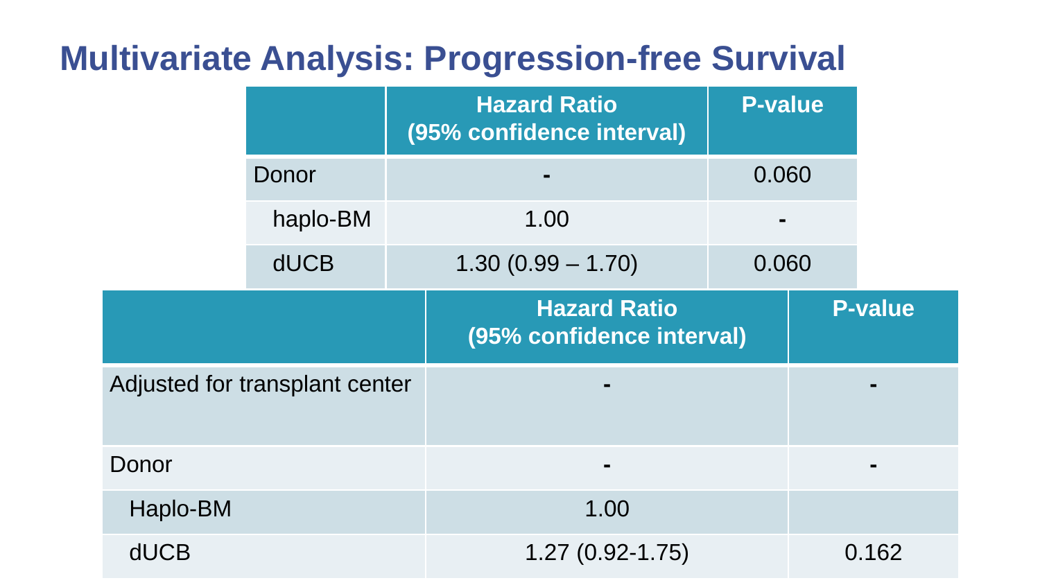# Multivariate Analysis: Progression-free Survival

| | Hazard Ratio (95% confidence interval) | P-value |
|---|---|---|
| Donor | - | 0.060 |
| haplo-BM | 1.00 | - |
| dUCB | 1.30 (0.99 – 1.70) | 0.060 |

| | Hazard Ratio (95% confidence interval) | P-value |
|---|---|---|
| Adjusted for transplant center | - | - |
| Donor | - | - |
| Haplo-BM | 1.00 | |
| dUCB | 1.27 (0.92-1.75) | 0.162 |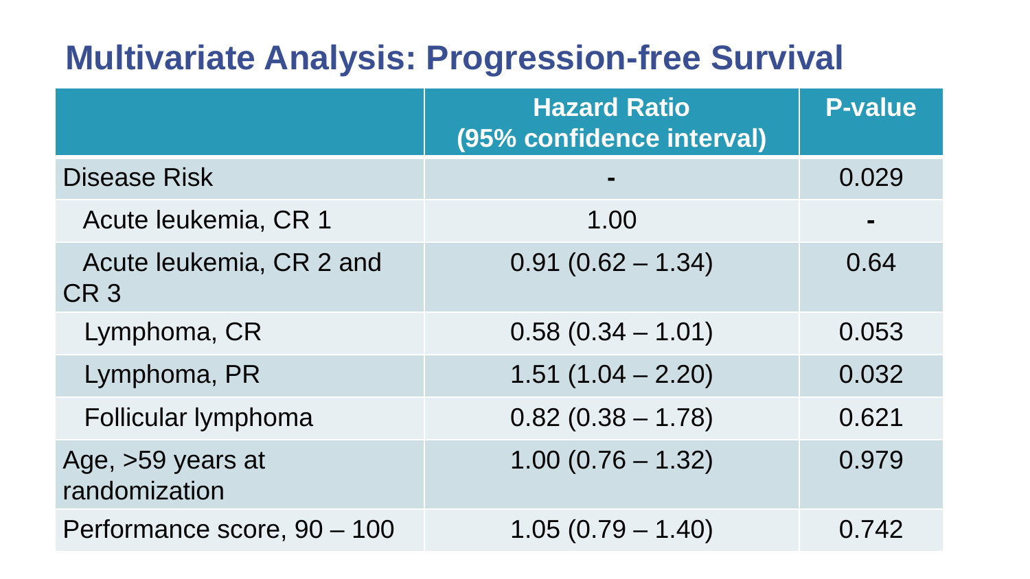# Multivariate Analysis: Progression-free Survival

| | Hazard Ratio (95% confidence interval) | P-value |
|---|---|---|
| Disease Risk | - | 0.029 |
| Acute leukemia, CR 1 | 1.00 | - |
| Acute leukemia, CR 2 and CR 3 | 0.91 (0.62 – 1.34) | 0.64 |
| Lymphoma, CR | 0.58 (0.34 – 1.01) | 0.053 |
| Lymphoma, PR | 1.51 (1.04 – 2.20) | 0.032 |
| Follicular lymphoma | 0.82 (0.38 – 1.78) | 0.621 |
| Age, >59 years at randomization | 1.00 (0.76 – 1.32) | 0.979 |
| Performance score, 90 – 100 | 1.05 (0.79 – 1.40) | 0.742 |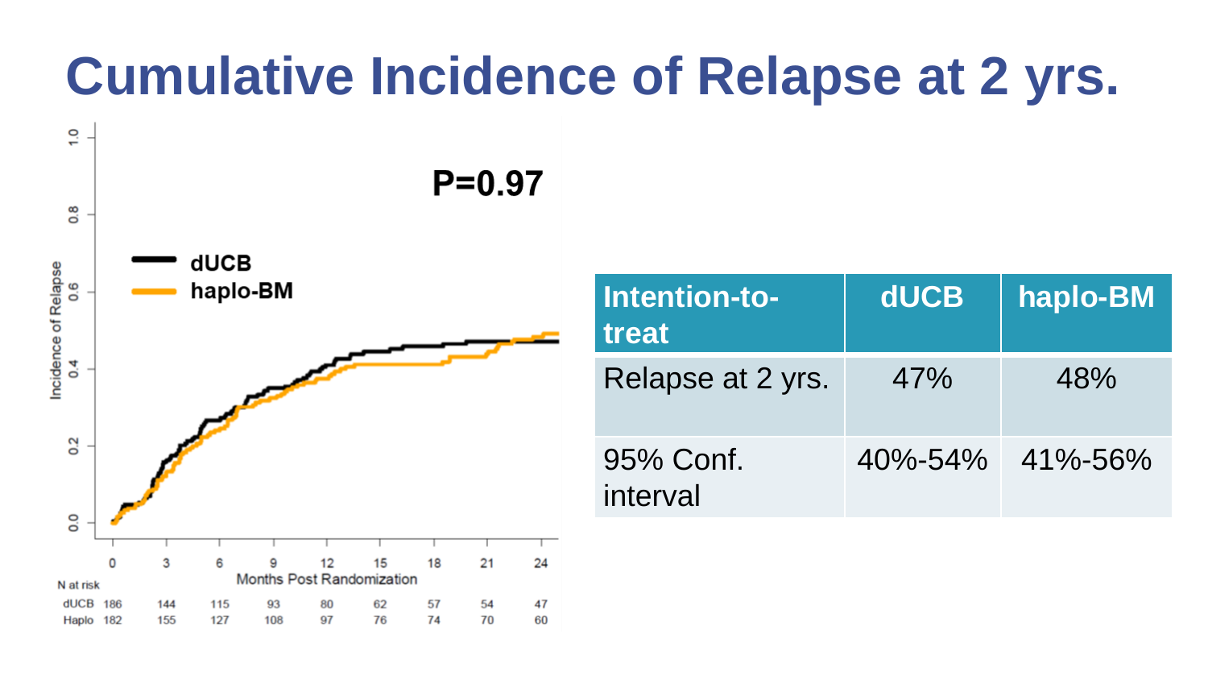# Cumulative Incidence of Relapse at 2 yrs.

P=0.97

dUCB
haplo-BM

Incidence of Relapse

Months Post Randomization

| N at risk | 0 | 3 | 6 | 9 | 12 | 15 | 18 | 21 | 24 |
|---|---|---|---|---|---|---|---|---|---|
| dUCB | 186 | 144 | 115 | 93 | 80 | 62 | 57 | 54 | 47 |
| Haplo | 182 | 155 | 127 | 108 | 97 | 76 | 74 | 70 | 60 |

| Intention-to-treat | dUCB | haplo-BM |
|---|---|---|
| Relapse at 2 yrs. | 47% | 48% |
| 95% Conf. interval | 40%-54% | 41%-56% |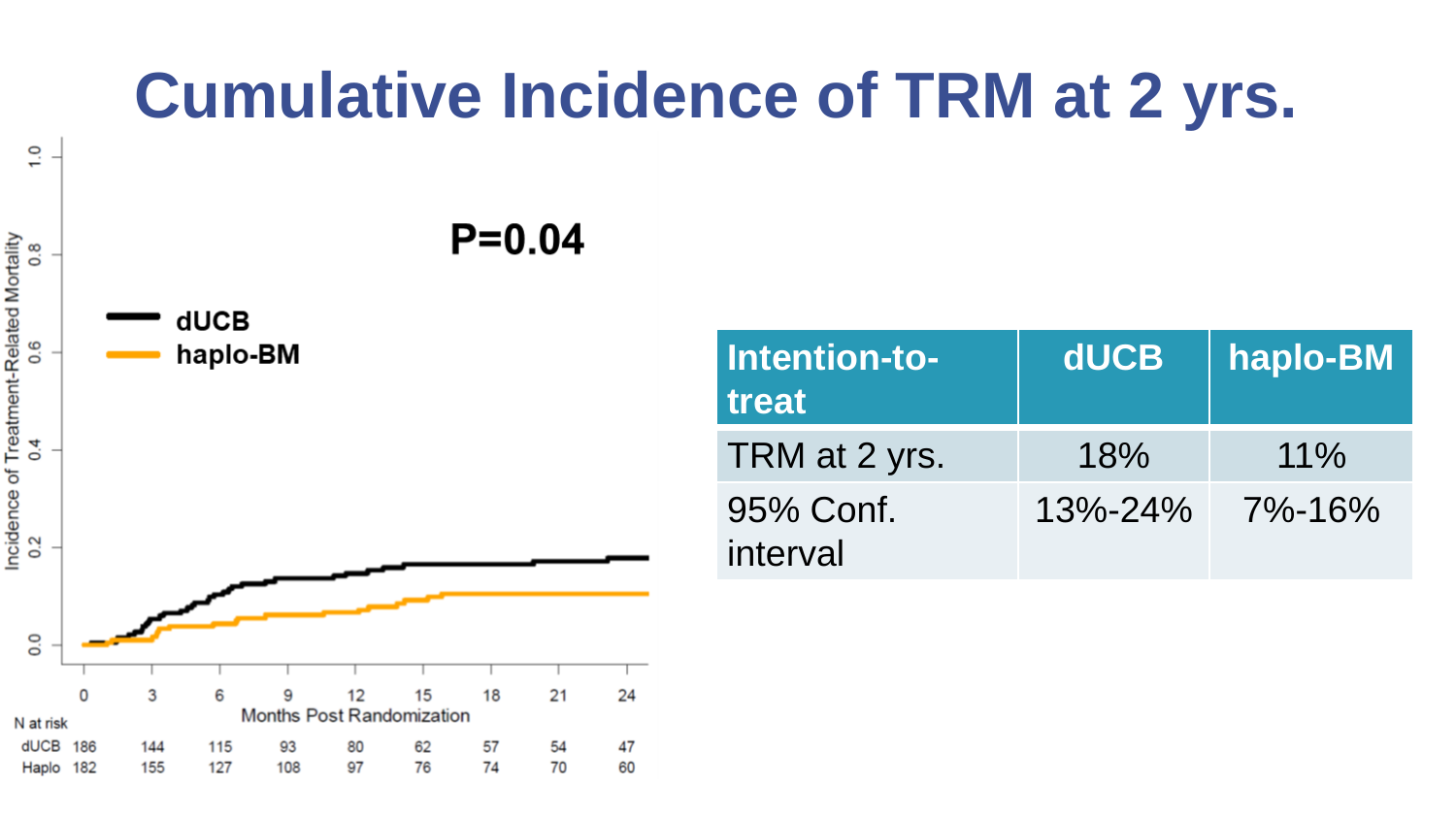# Cumulative Incidence of TRM at 2 yrs.

P=0.04

dUCB
haplo-BM

Incidence of Treatment-Related Mortality

Months Post Randomization

| N at risk | 0 | 3 | 6 | 9 | 12 | 15 | 18 | 21 | 24 |
|---|---|---|---|---|---|---|---|---|---|
| dUCB | 186 | 144 | 115 | 93 | 80 | 62 | 57 | 54 | 47 |
| Haplo | 182 | 155 | 127 | 108 | 97 | 76 | 74 | 70 | 60 |

| Intention-to-treat | dUCB | haplo-BM |
|---|---|---|
| TRM at 2 yrs. | 18% | 11% |
| 95% Conf. interval | 13%-24% | 7%-16% |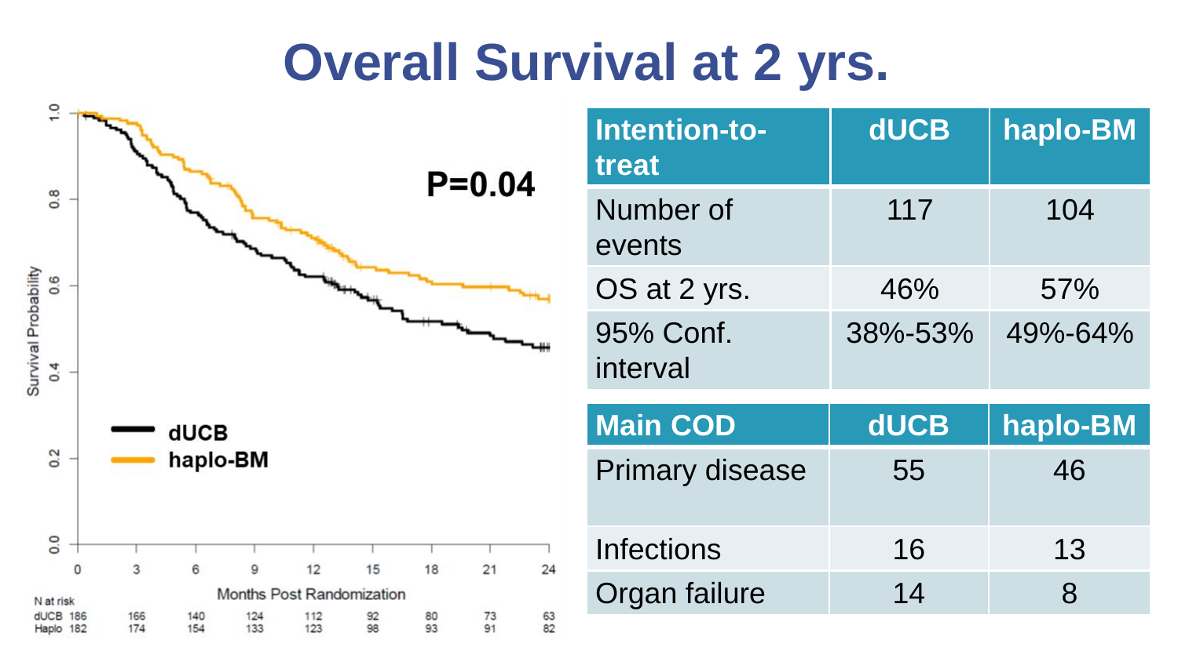# Overall Survival at 2 yrs.

P=0.04

dUCB
haplo-BM

Survival Probability

Months Post Randomization

| N at risk | 0 | 3 | 6 | 9 | 12 | 15 | 18 | 21 | 24 |
|---|---|---|---|---|---|---|---|---|---|
| dUCB | 186 | 166 | 140 | 124 | 112 | 92 | 80 | 73 | 63 |
| Haplo | 182 | 174 | 154 | 133 | 123 | 98 | 93 | 91 | 82 |

| Intention-to-treat | dUCB | haplo-BM |
|---|---|---|
| Number of events | 117 | 104 |
| OS at 2 yrs. | 46% | 57% |
| 95% Conf. interval | 38%-53% | 49%-64% |

| Main COD | dUCB | haplo-BM |
|---|---|---|
| Primary disease | 55 | 46 |
| Infections | 16 | 13 |
| Organ failure | 14 | 8 |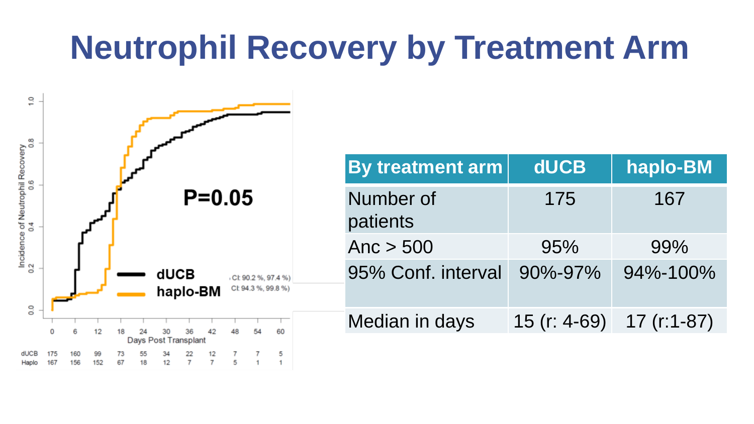# Neutrophil Recovery by Treatment Arm

| By treatment arm | dUCB | haplo-BM |
| --- | --- | --- |
| Number of patients | 175 | 167 |
| Anc > 500 | 95% | 99% |
| 95% Conf. interval | 90%-97% | 94%-100% |
| Median in days | 15 (r: 4-69) | 17 (r:1-87) |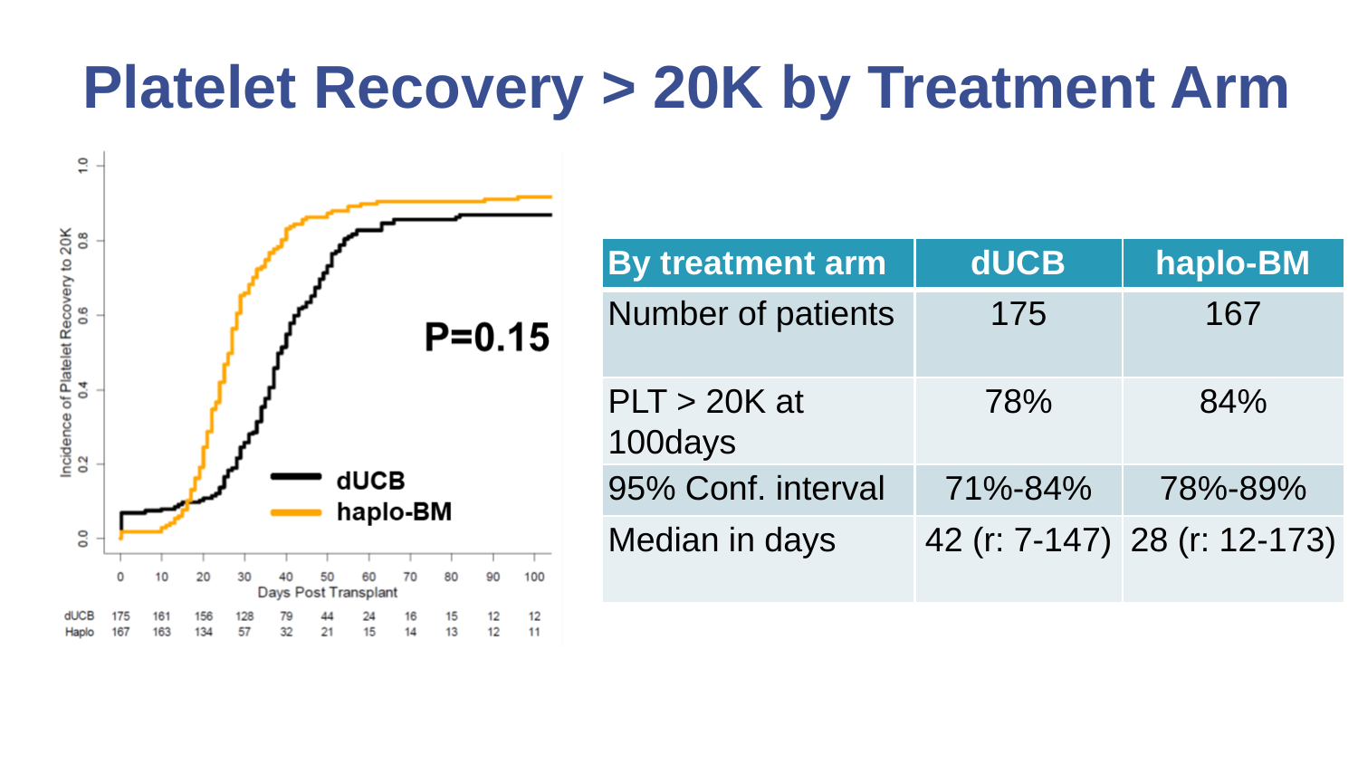# Platelet Recovery > 20K by Treatment Arm

| By treatment arm | dUCB | haplo-BM |
| --- | --- | --- |
| Number of patients | 175 | 167 |
| PLT > 20K at 100days | 78% | 84% |
| 95% Conf. interval | 71%-84% | 78%-89% |
| Median in days | 42 (r: 7-147) | 28 (r: 12-173) |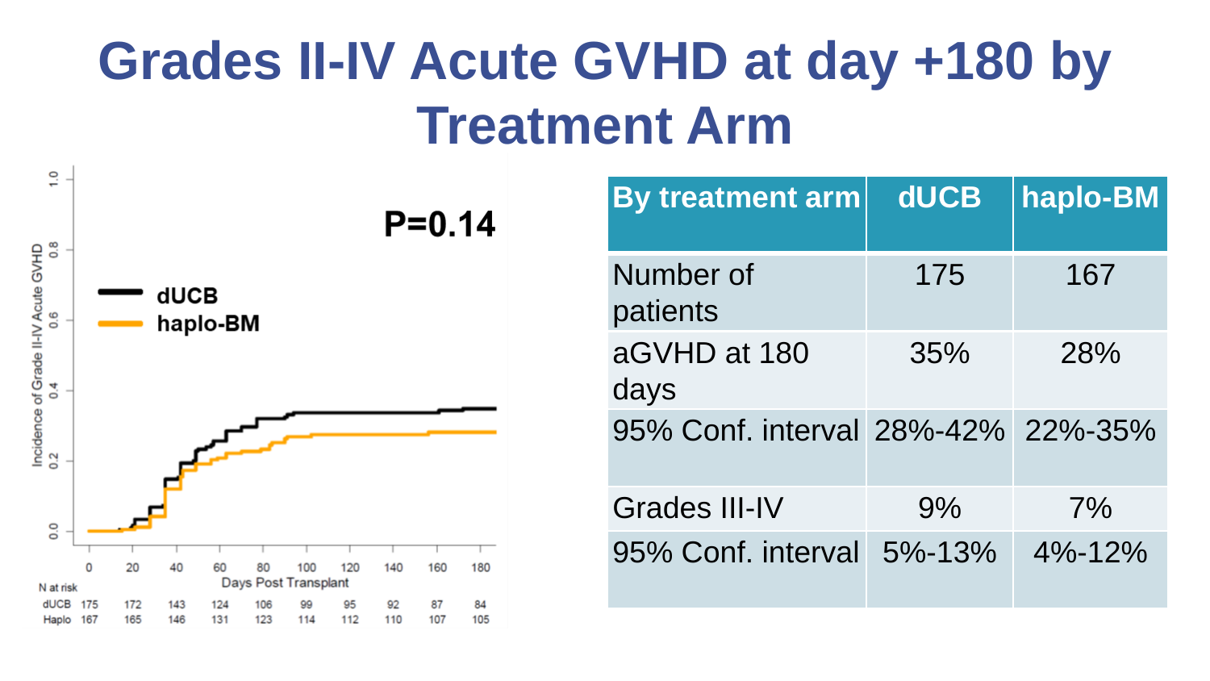# Grades II-IV Acute GVHD at day +180 by Treatment Arm

P=0.14

dUCB
haplo-BM

Incidence of Grade II-IV Acute GVHD

Days Post Transplant

| N at risk | 0 | 20 | 40 | 60 | 80 | 100 | 120 | 140 | 160 | 180 |
|---|---|---|---|---|---|---|---|---|---|---|
| dUCB | 175 | 172 | 143 | 124 | 106 | 99 | 95 | 92 | 87 | 84 |
| Haplo | 167 | 165 | 146 | 131 | 123 | 114 | 112 | 110 | 107 | 105 |

| By treatment arm | dUCB | haplo-BM |
|---|---|---|
| Number of patients | 175 | 167 |
| aGVHD at 180 days | 35% | 28% |
| 95% Conf. interval | 28%-42% | 22%-35% |
| Grades III-IV | 9% | 7% |
| 95% Conf. interval | 5%-13% | 4%-12% |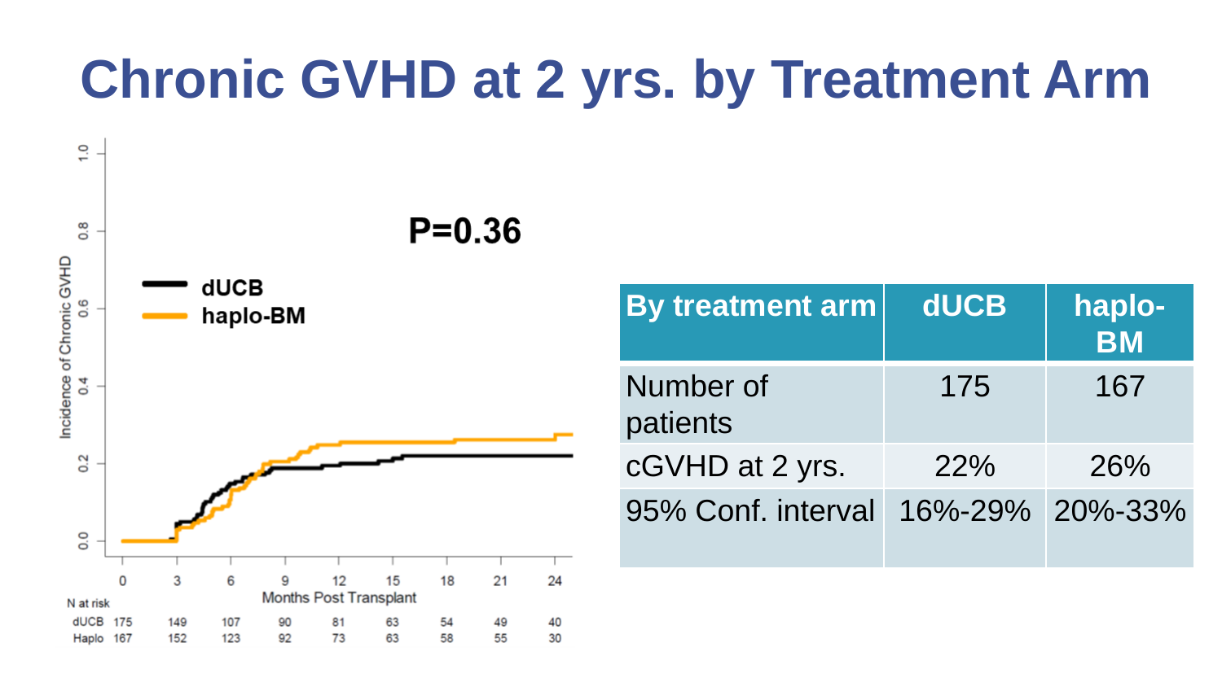# Chronic GVHD at 2 yrs. by Treatment Arm

P=0.36

dUCB

haplo-BM

Incidence of Chronic GVHD

Months Post Transplant

| N at risk | 0 | 3 | 6 | 9 | 12 | 15 | 18 | 21 | 24 |
|---|---|---|---|---|---|---|---|---|---|
| dUCB | 175 | 149 | 107 | 90 | 81 | 63 | 54 | 49 | 40 |
| Haplo | 167 | 152 | 123 | 92 | 73 | 63 | 58 | 55 | 30 |

| By treatment arm | dUCB | haplo-BM |
|---|---|---|
| Number of patients | 175 | 167 |
| cGVHD at 2 yrs. | 22% | 26% |
| 95% Conf. interval | 16%-29% | 20%-33% |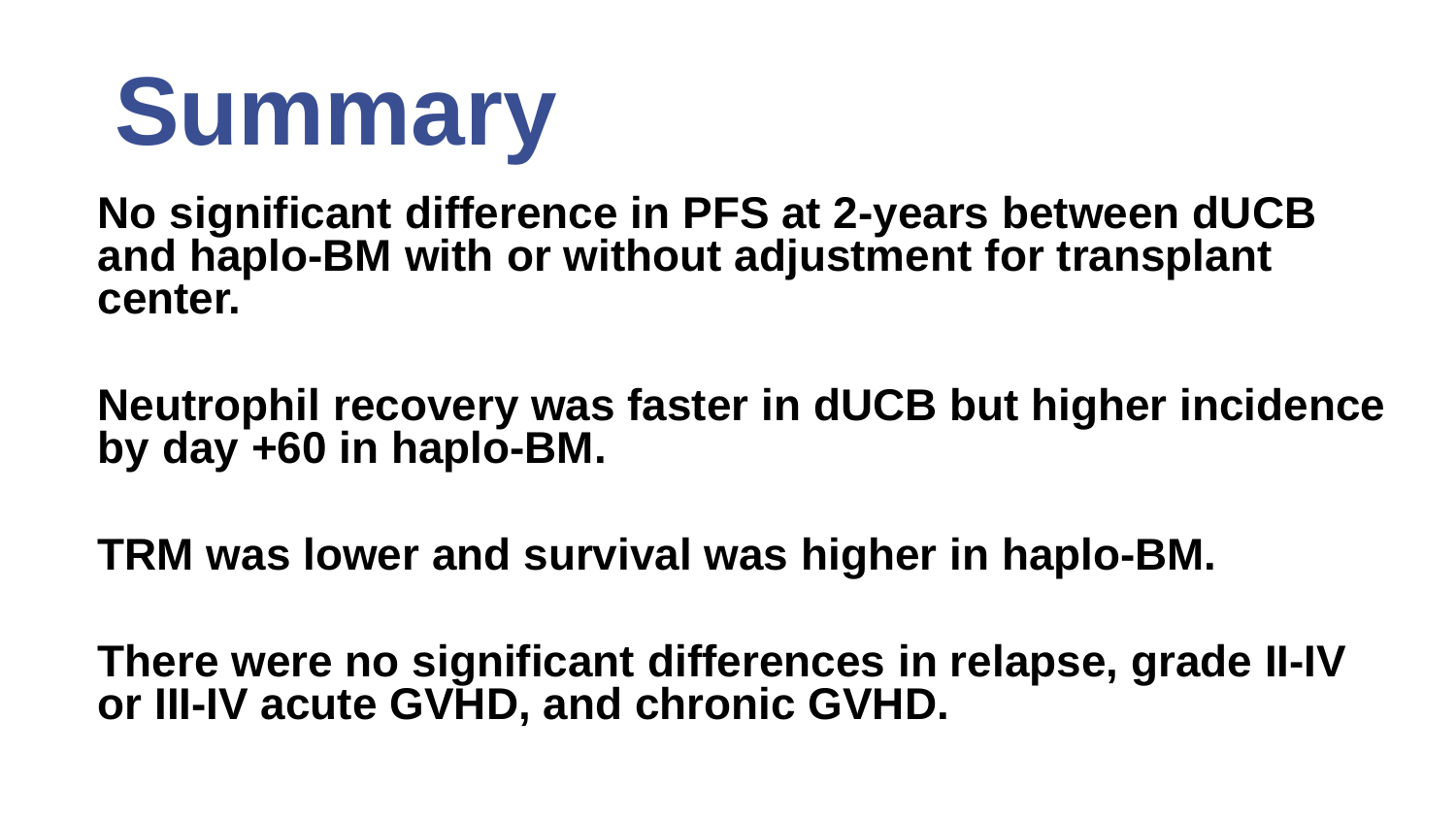# Summary

**No significant difference in PFS at 2-years between dUCB and haplo-BM with or without adjustment for transplant center.**

**Neutrophil recovery was faster in dUCB but higher incidence by day +60 in haplo-BM.**

**TRM was lower and survival was higher in haplo-BM.**

**There were no significant differences in relapse, grade II-IV or III-IV acute GVHD, and chronic GVHD.**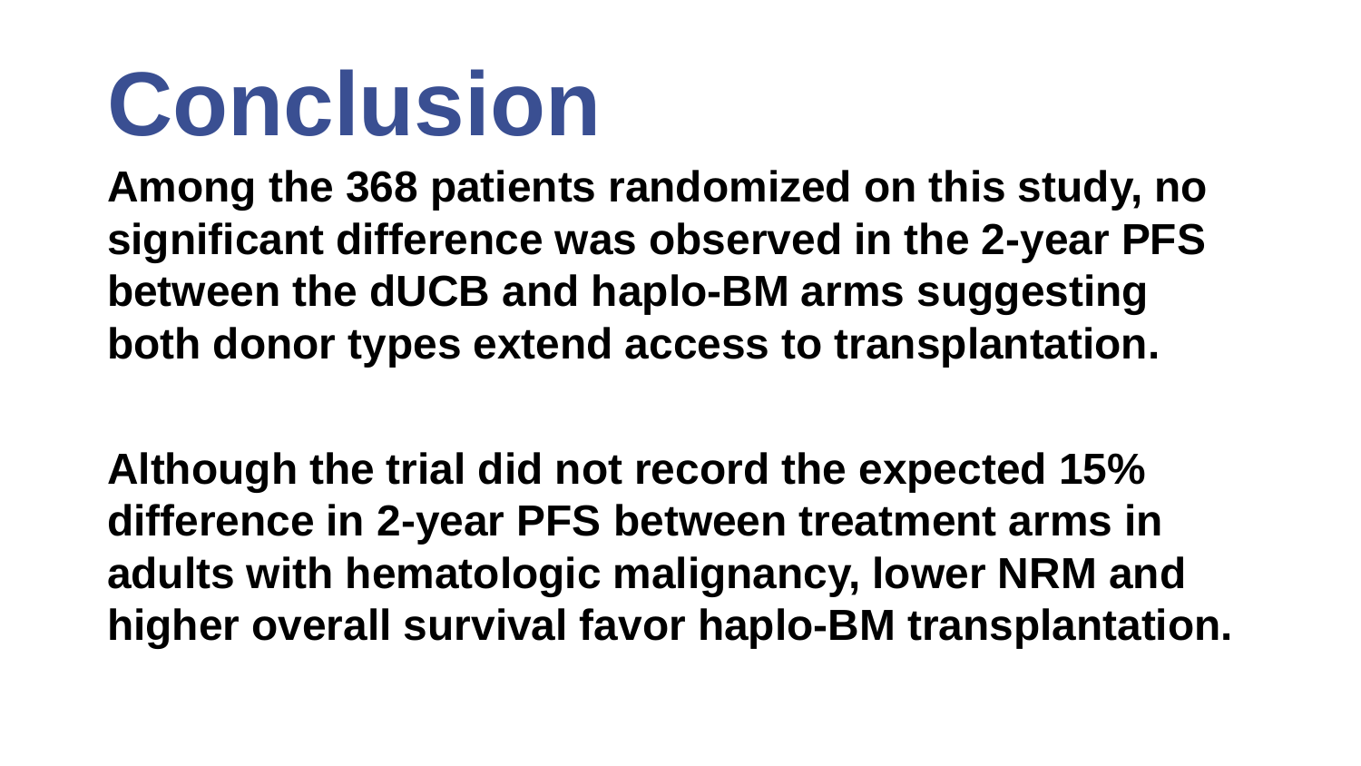# Conclusion

**Among the 368 patients randomized on this study, no significant difference was observed in the 2-year PFS between the dUCB and haplo-BM arms suggesting both donor types extend access to transplantation.**

**Although the trial did not record the expected 15% difference in 2-year PFS between treatment arms in adults with hematologic malignancy, lower NRM and higher overall survival favor haplo-BM transplantation.**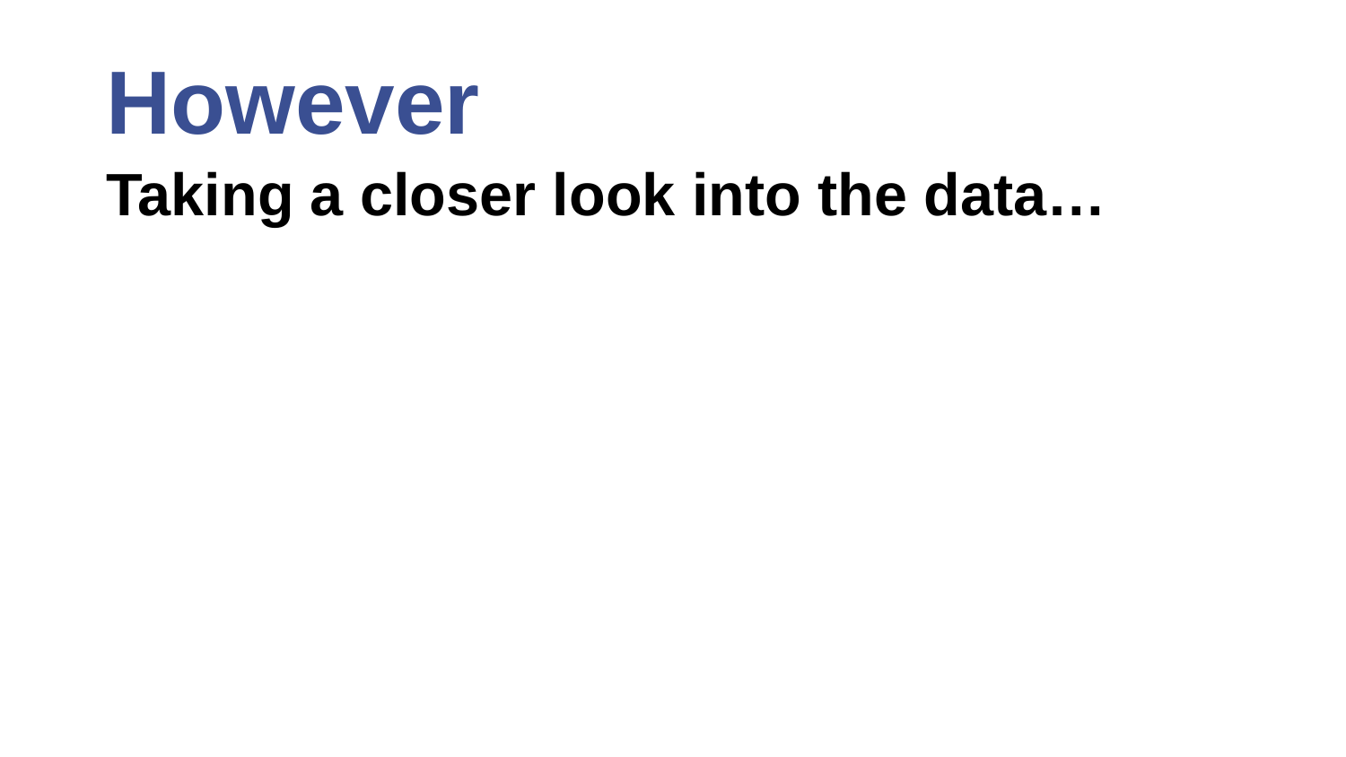# However

## Taking a closer look into the data…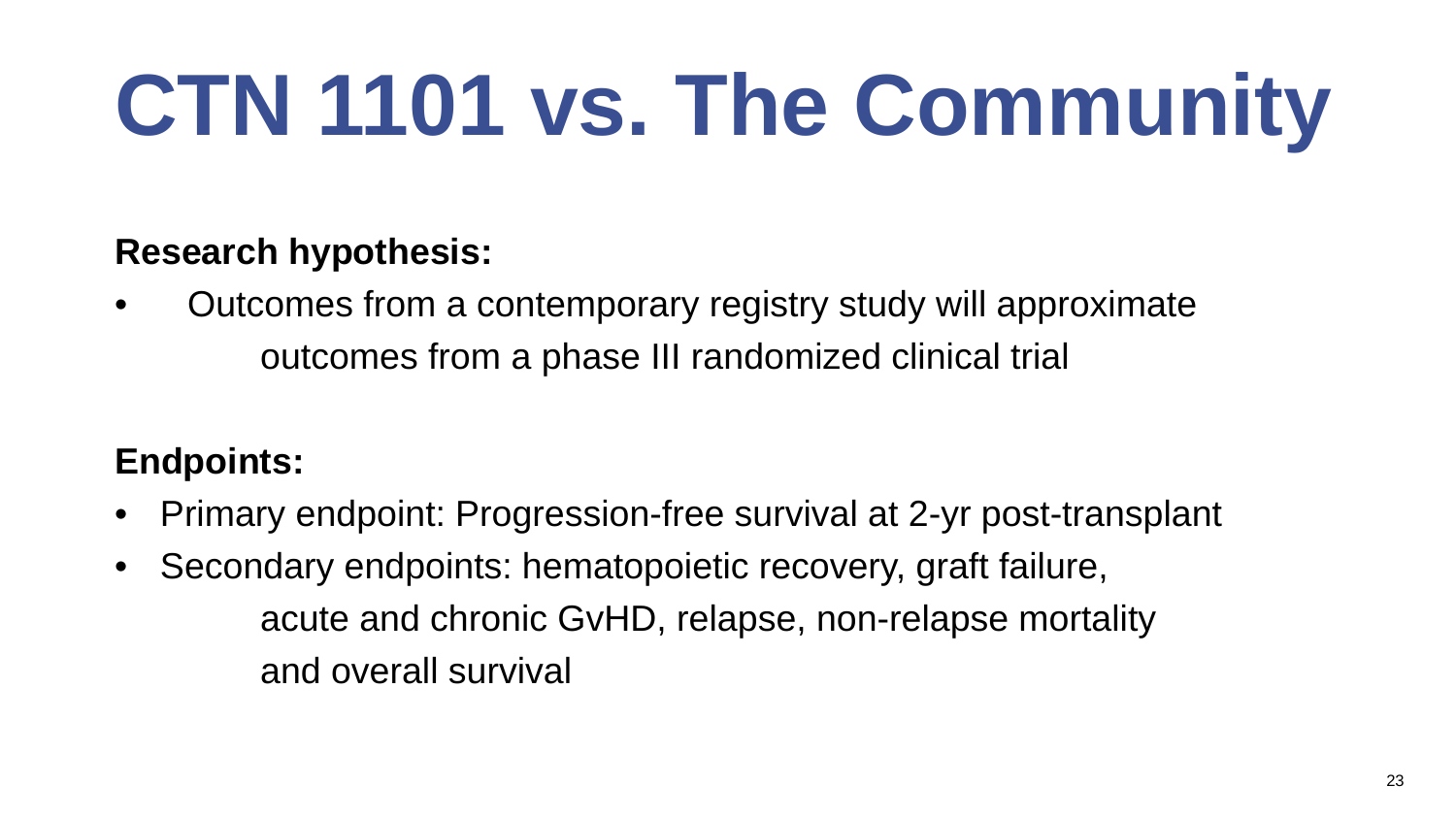# CTN 1101 vs. The Community

**Research hypothesis:**

- Outcomes from a contemporary registry study will approximate outcomes from a phase III randomized clinical trial

**Endpoints:**

- Primary endpoint: Progression-free survival at 2-yr post-transplant
- Secondary endpoints: hematopoietic recovery, graft failure, acute and chronic GvHD, relapse, non-relapse mortality and overall survival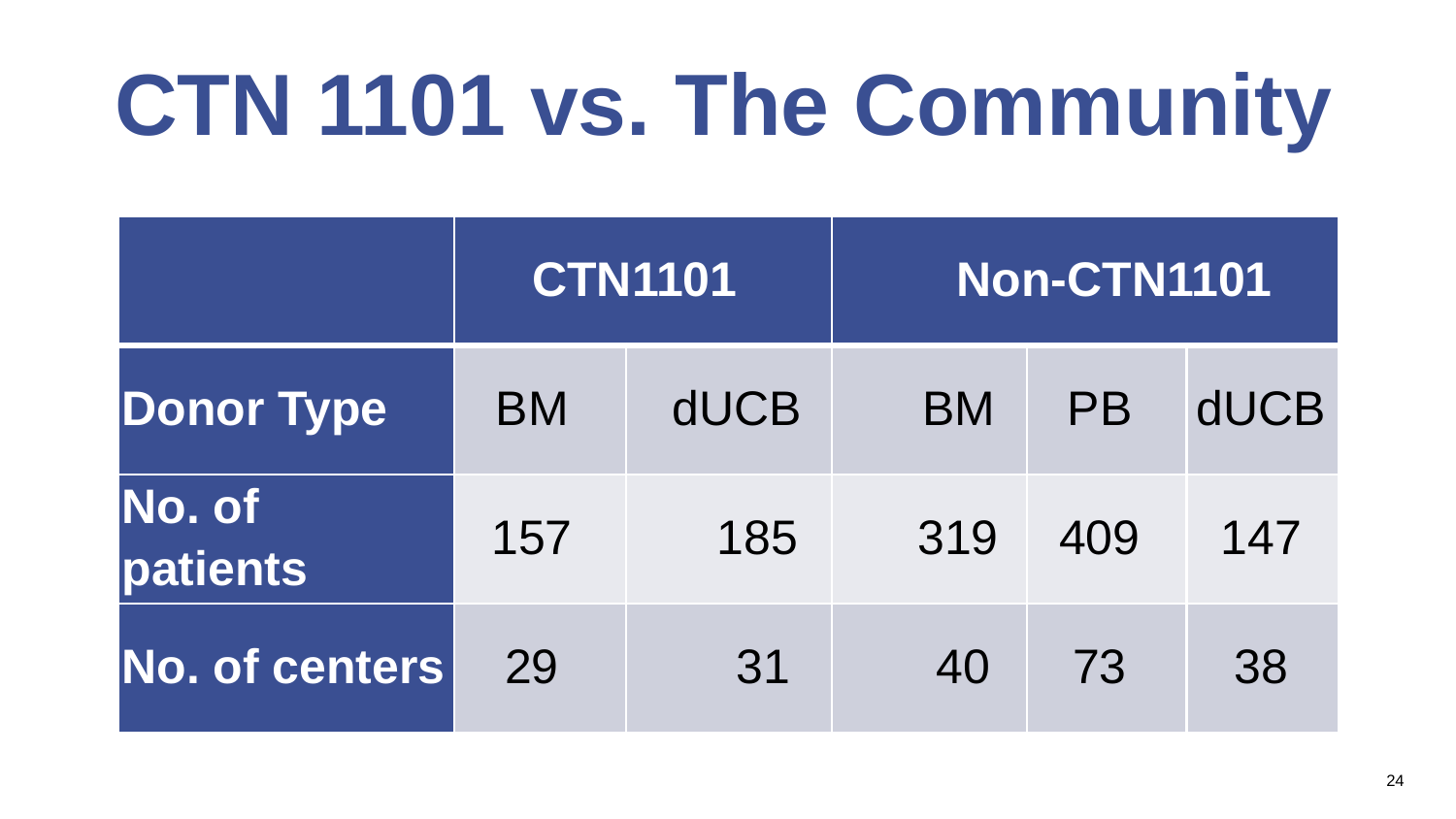# CTN 1101 vs. The Community

| | CTN1101 | | Non-CTN1101 | | |
|---|---|---|---|---|---|
| **Donor Type** | BM | dUCB | BM | PB | dUCB |
| **No. of patients** | 157 | 185 | 319 | 409 | 147 |
| **No. of centers** | 29 | 31 | 40 | 73 | 38 |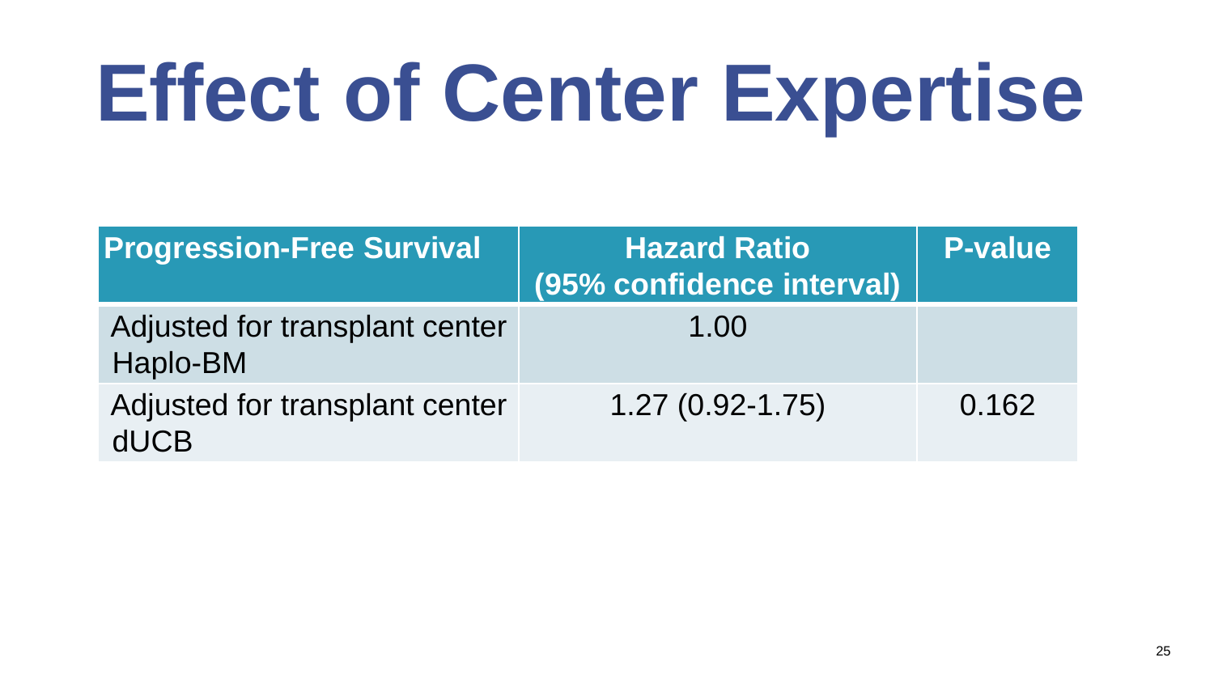# Effect of Center Expertise

| Progression-Free Survival | Hazard Ratio (95% confidence interval) | P-value |
|---|---|---|
| Adjusted for transplant center Haplo-BM | 1.00 | |
| Adjusted for transplant center dUCB | 1.27 (0.92-1.75) | 0.162 |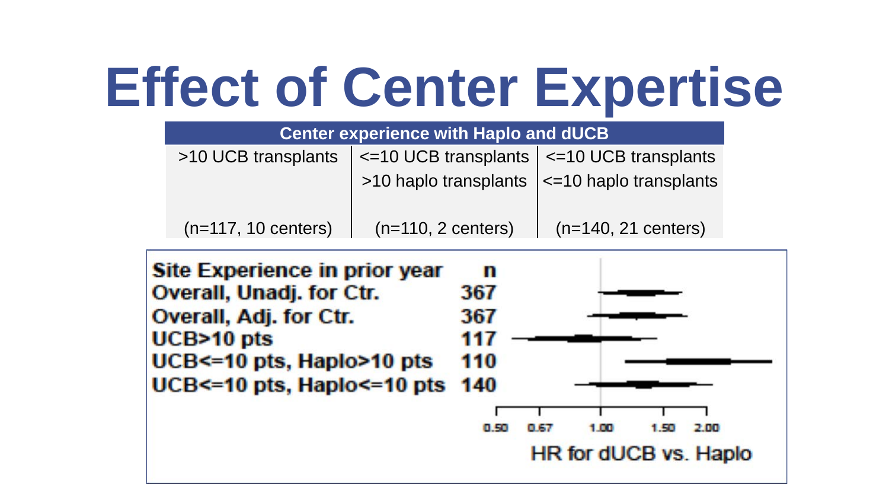# Effect of Center Expertise

| Center experience with Haplo and dUCB | | |
|---|---|---|
| >10 UCB transplants | <=10 UCB transplants<br>>10 haplo transplants | <=10 UCB transplants<br><=10 haplo transplants |
| (n=117, 10 centers) | (n=110, 2 centers) | (n=140, 21 centers) |

| Site Experience in prior year | n |
|---|---|
| Overall, Unadj. for Ctr. | 367 |
| Overall, Adj. for Ctr. | 367 |
| UCB>10 pts | 117 |
| UCB<=10 pts, Haplo>10 pts | 110 |
| UCB<=10 pts, Haplo<=10 pts | 140 |

0.50 0.67 1.00 1.50 2.00

HR for dUCB vs. Haplo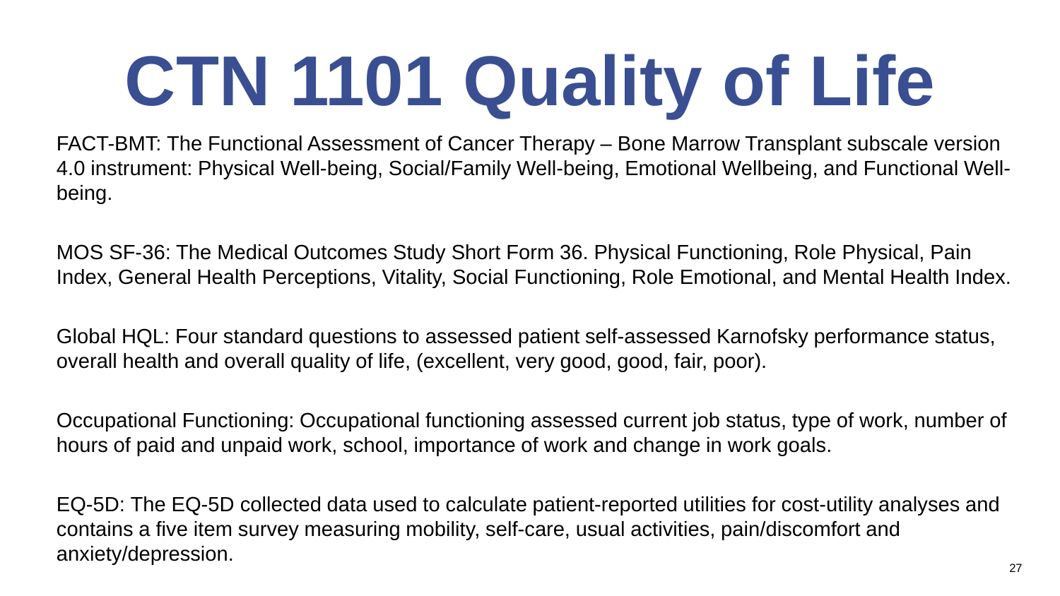# CTN 1101 Quality of Life

FACT-BMT: The Functional Assessment of Cancer Therapy – Bone Marrow Transplant subscale version 4.0 instrument: Physical Well-being, Social/Family Well-being, Emotional Wellbeing, and Functional Well-being.

MOS SF-36: The Medical Outcomes Study Short Form 36. Physical Functioning, Role Physical, Pain Index, General Health Perceptions, Vitality, Social Functioning, Role Emotional, and Mental Health Index.

Global HQL: Four standard questions to assessed patient self-assessed Karnofsky performance status, overall health and overall quality of life, (excellent, very good, good, fair, poor).

Occupational Functioning: Occupational functioning assessed current job status, type of work, number of hours of paid and unpaid work, school, importance of work and change in work goals.

EQ-5D: The EQ-5D collected data used to calculate patient-reported utilities for cost-utility analyses and contains a five item survey measuring mobility, self-care, usual activities, pain/discomfort and anxiety/depression.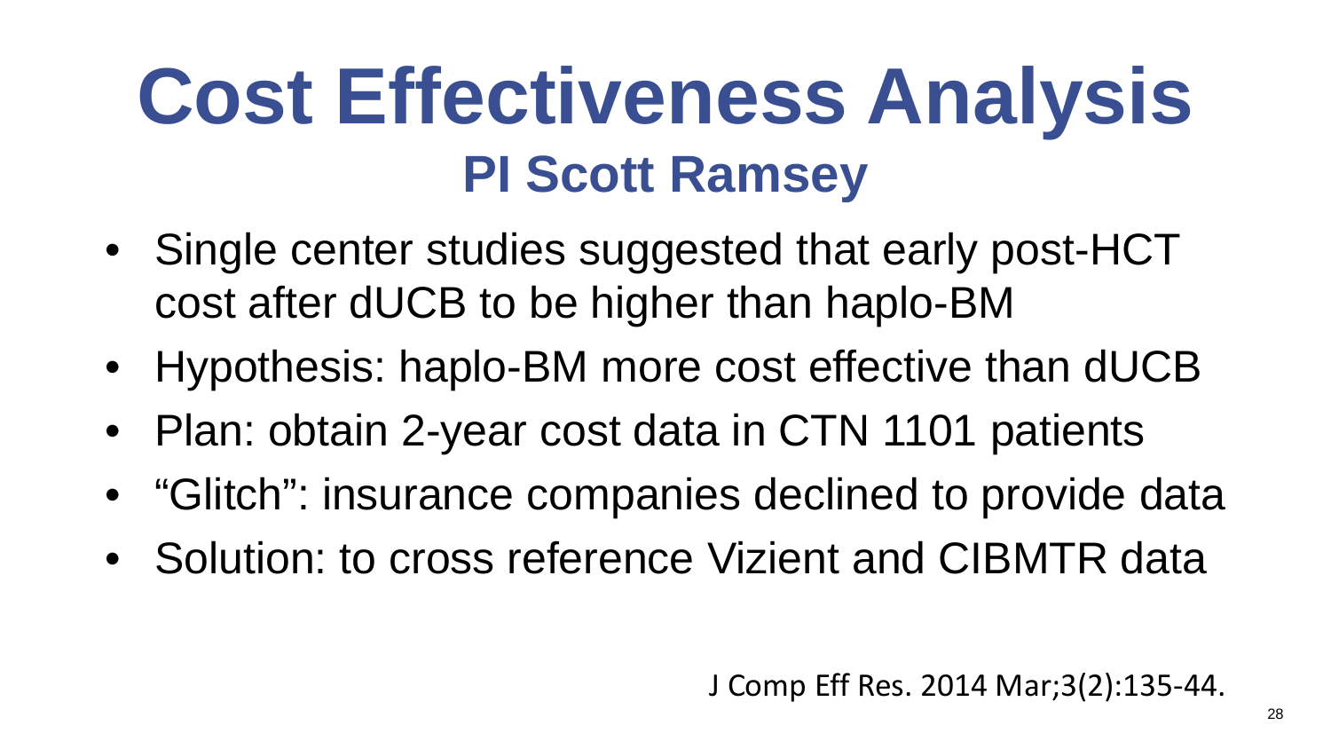# Cost Effectiveness Analysis

## PI Scott Ramsey

- Single center studies suggested that early post-HCT cost after dUCB to be higher than haplo-BM
- Hypothesis: haplo-BM more cost effective than dUCB
- Plan: obtain 2-year cost data in CTN 1101 patients
- “Glitch”: insurance companies declined to provide data
- Solution: to cross reference Vizient and CIBMTR data

J Comp Eff Res. 2014 Mar;3(2):135-44.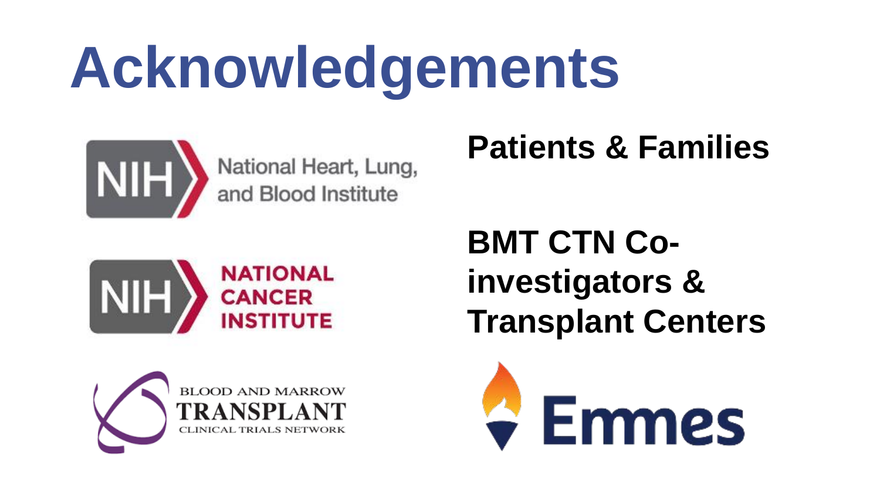# Acknowledgements

National Heart, Lung, and Blood Institute

NATIONAL CANCER INSTITUTE

BLOOD AND MARROW TRANSPLANT CLINICAL TRIALS NETWORK

**Patients & Families**

**BMT CTN Co-investigators & Transplant Centers**

Emmes